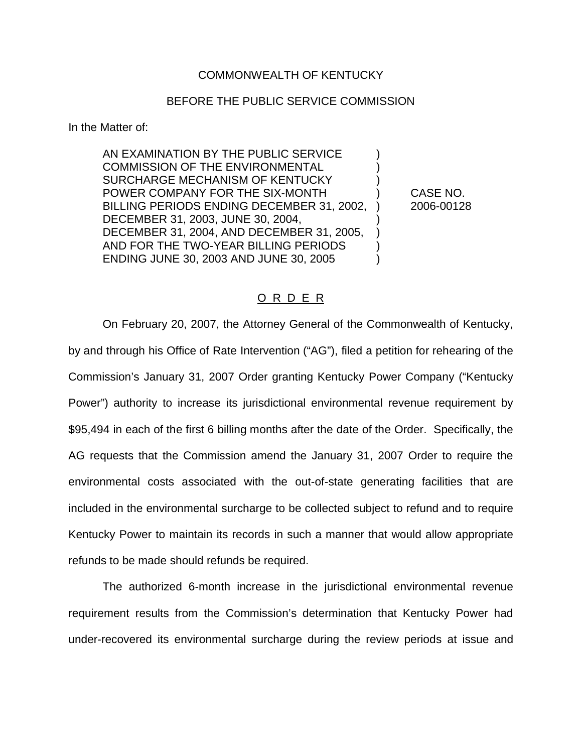COMMONWEALTH OF KENTUCKY

BEFORE THE PUBLIC SERVICE COMMISSION

In the Matter of:

| | | |
|---|---|---|
| AN EXAMINATION BY THE PUBLIC SERVICE COMMISSION OF THE ENVIRONMENTAL SURCHARGE MECHANISM OF KENTUCKY POWER COMPANY FOR THE SIX-MONTH BILLING PERIODS ENDING DECEMBER 31, 2002, DECEMBER 31, 2003, JUNE 30, 2004, DECEMBER 31, 2004, AND DECEMBER 31, 2005, AND FOR THE TWO-YEAR BILLING PERIODS ENDING JUNE 30, 2003 AND JUNE 30, 2005 | ) | CASE NO. 2006-00128 |

## O R D E R

On February 20, 2007, the Attorney General of the Commonwealth of Kentucky, by and through his Office of Rate Intervention ("AG"), filed a petition for rehearing of the Commission's January 31, 2007 Order granting Kentucky Power Company ("Kentucky Power") authority to increase its jurisdictional environmental revenue requirement by $95,494 in each of the first 6 billing months after the date of the Order. Specifically, the AG requests that the Commission amend the January 31, 2007 Order to require the environmental costs associated with the out-of-state generating facilities that are included in the environmental surcharge to be collected subject to refund and to require Kentucky Power to maintain its records in such a manner that would allow appropriate refunds to be made should refunds be required.

The authorized 6-month increase in the jurisdictional environmental revenue requirement results from the Commission's determination that Kentucky Power had under-recovered its environmental surcharge during the review periods at issue and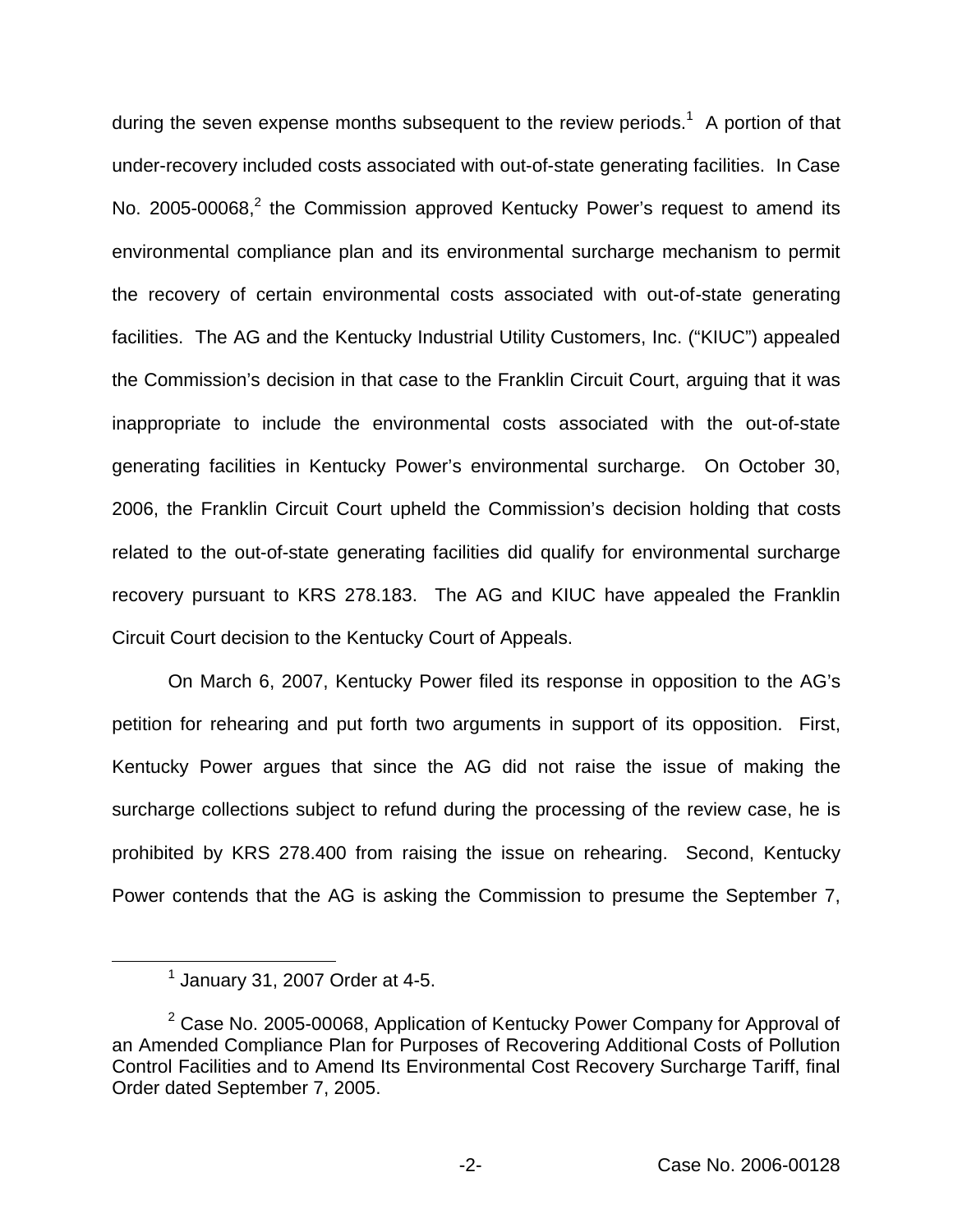during the seven expense months subsequent to the review periods.[1] A portion of that under-recovery included costs associated with out-of-state generating facilities. In Case No. 2005-00068,[2] the Commission approved Kentucky Power's request to amend its environmental compliance plan and its environmental surcharge mechanism to permit the recovery of certain environmental costs associated with out-of-state generating facilities. The AG and the Kentucky Industrial Utility Customers, Inc. ("KIUC") appealed the Commission's decision in that case to the Franklin Circuit Court, arguing that it was inappropriate to include the environmental costs associated with the out-of-state generating facilities in Kentucky Power's environmental surcharge. On October 30, 2006, the Franklin Circuit Court upheld the Commission's decision holding that costs related to the out-of-state generating facilities did qualify for environmental surcharge recovery pursuant to KRS 278.183. The AG and KIUC have appealed the Franklin Circuit Court decision to the Kentucky Court of Appeals.

On March 6, 2007, Kentucky Power filed its response in opposition to the AG's petition for rehearing and put forth two arguments in support of its opposition. First, Kentucky Power argues that since the AG did not raise the issue of making the surcharge collections subject to refund during the processing of the review case, he is prohibited by KRS 278.400 from raising the issue on rehearing. Second, Kentucky Power contends that the AG is asking the Commission to presume the September 7,

---

[1] January 31, 2007 Order at 4-5.

[2] Case No. 2005-00068, Application of Kentucky Power Company for Approval of an Amended Compliance Plan for Purposes of Recovering Additional Costs of Pollution Control Facilities and to Amend Its Environmental Cost Recovery Surcharge Tariff, final Order dated September 7, 2005.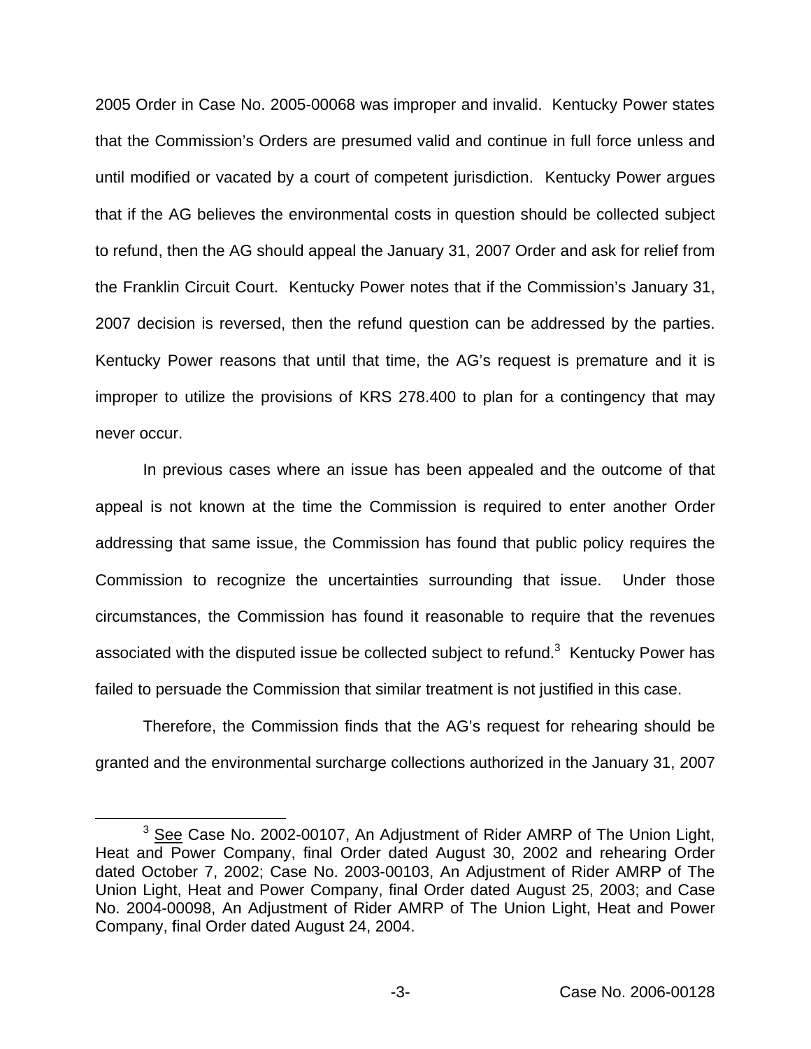2005 Order in Case No. 2005-00068 was improper and invalid. Kentucky Power states that the Commission's Orders are presumed valid and continue in full force unless and until modified or vacated by a court of competent jurisdiction. Kentucky Power argues that if the AG believes the environmental costs in question should be collected subject to refund, then the AG should appeal the January 31, 2007 Order and ask for relief from the Franklin Circuit Court. Kentucky Power notes that if the Commission's January 31, 2007 decision is reversed, then the refund question can be addressed by the parties. Kentucky Power reasons that until that time, the AG's request is premature and it is improper to utilize the provisions of KRS 278.400 to plan for a contingency that may never occur.

In previous cases where an issue has been appealed and the outcome of that appeal is not known at the time the Commission is required to enter another Order addressing that same issue, the Commission has found that public policy requires the Commission to recognize the uncertainties surrounding that issue. Under those circumstances, the Commission has found it reasonable to require that the revenues associated with the disputed issue be collected subject to refund.[3] Kentucky Power has failed to persuade the Commission that similar treatment is not justified in this case.

Therefore, the Commission finds that the AG's request for rehearing should be granted and the environmental surcharge collections authorized in the January 31, 2007

---

[3] See Case No. 2002-00107, An Adjustment of Rider AMRP of The Union Light, Heat and Power Company, final Order dated August 30, 2002 and rehearing Order dated October 7, 2002; Case No. 2003-00103, An Adjustment of Rider AMRP of The Union Light, Heat and Power Company, final Order dated August 25, 2003; and Case No. 2004-00098, An Adjustment of Rider AMRP of The Union Light, Heat and Power Company, final Order dated August 24, 2004.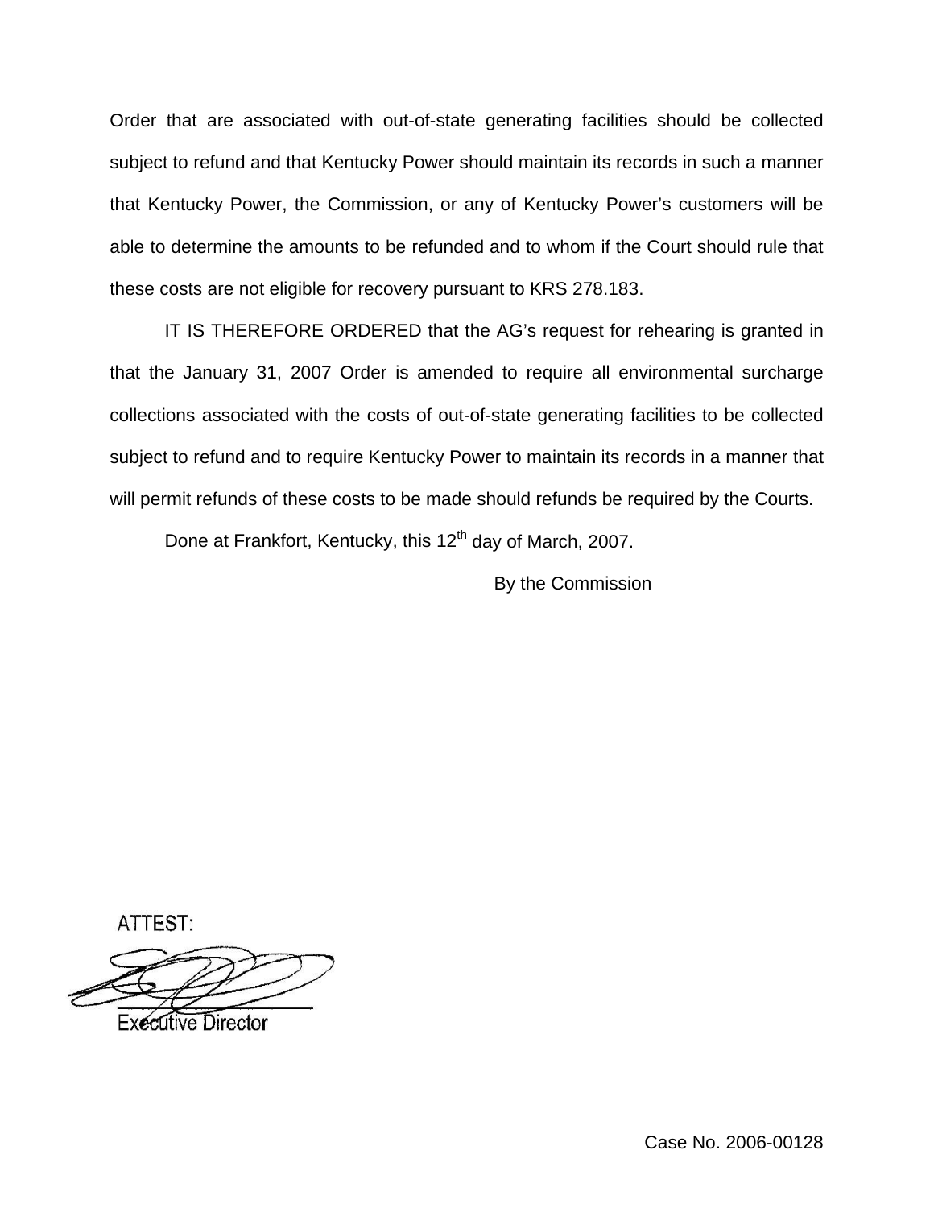Order that are associated with out-of-state generating facilities should be collected subject to refund and that Kentucky Power should maintain its records in such a manner that Kentucky Power, the Commission, or any of Kentucky Power's customers will be able to determine the amounts to be refunded and to whom if the Court should rule that these costs are not eligible for recovery pursuant to KRS 278.183.

IT IS THEREFORE ORDERED that the AG's request for rehearing is granted in that the January 31, 2007 Order is amended to require all environmental surcharge collections associated with the costs of out-of-state generating facilities to be collected subject to refund and to require Kentucky Power to maintain its records in a manner that will permit refunds of these costs to be made should refunds be required by the Courts.

Done at Frankfort, Kentucky, this 12th day of March, 2007.

By the Commission

ATTEST:

Executive Director

Case No. 2006-00128